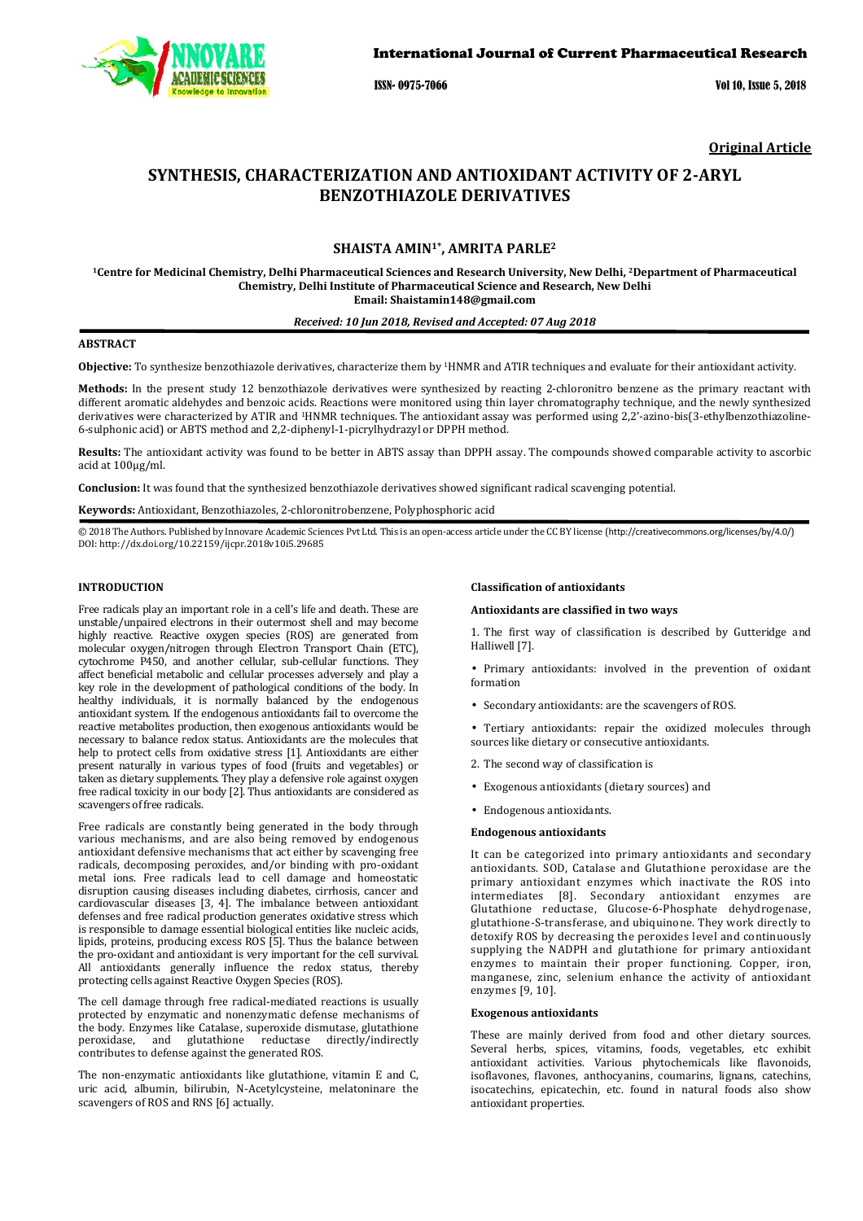Original Article

# SYNTHESIS, CHARACTERIZATION AND ANTIOXIDANT ACTIVITY OF 2-ARYL BENZOTHIAZOLE DERIVATIVES

**SHAISTA AMIN[1*], AMRITA PARLE[2]**

[1]Centre for Medicinal Chemistry, Delhi Pharmaceutical Sciences and Research University, New Delhi, [2]Department of Pharmaceutical Chemistry, Delhi Institute of Pharmaceutical Science and Research, New Delhi
Email: Shaistamin148@gmail.com

*Received: 10 Jun 2018, Revised and Accepted: 07 Aug 2018*

## ABSTRACT

**Objective:** To synthesize benzothiazole derivatives, characterize them by ¹HNMR and ATIR techniques and evaluate for their antioxidant activity.

**Methods:** In the present study 12 benzothiazole derivatives were synthesized by reacting 2-chloronitro benzene as the primary reactant with different aromatic aldehydes and benzoic acids. Reactions were monitored using thin layer chromatography technique, and the newly synthesized derivatives were characterized by ATIR and ¹HNMR techniques. The antioxidant assay was performed using 2,2'-azino-bis(3-ethylbenzothiazoline-6-sulphonic acid) or ABTS method and 2,2-diphenyl-1-picrylhydrazyl or DPPH method.

**Results:** The antioxidant activity was found to be better in ABTS assay than DPPH assay. The compounds showed comparable activity to ascorbic acid at 100µg/ml.

**Conclusion:** It was found that the synthesized benzothiazole derivatives showed significant radical scavenging potential.

**Keywords:** Antioxidant, Benzothiazoles, 2-chloronitrobenzene, Polyphosphoric acid

© 2018 The Authors. Published by Innovare Academic Sciences Pvt Ltd. This is an open-access article under the CC BY license (http://creativecommons.org/licenses/by/4.0/)
DOI: http://dx.doi.org/10.22159/ijcpr.2018v10i5.29685

## INTRODUCTION

Free radicals play an important role in a cell's life and death. These are unstable/unpaired electrons in their outermost shell and may become highly reactive. Reactive oxygen species (ROS) are generated from molecular oxygen/nitrogen through Electron Transport Chain (ETC), cytochrome P450, and another cellular, sub-cellular functions. They affect beneficial metabolic and cellular processes adversely and play a key role in the development of pathological conditions of the body. In healthy individuals, it is normally balanced by the endogenous antioxidant system. If the endogenous antioxidants fail to overcome the reactive metabolites production, then exogenous antioxidants would be necessary to balance redox status. Antioxidants are the molecules that help to protect cells from oxidative stress [1]. Antioxidants are either present naturally in various types of food (fruits and vegetables) or taken as dietary supplements. They play a defensive role against oxygen free radical toxicity in our body [2]. Thus antioxidants are considered as scavengers of free radicals.

Free radicals are constantly being generated in the body through various mechanisms, and are also being removed by endogenous antioxidant defensive mechanisms that act either by scavenging free radicals, decomposing peroxides, and/or binding with pro-oxidant metal ions. Free radicals lead to cell damage and homeostatic disruption causing diseases including diabetes, cirrhosis, cancer and cardiovascular diseases [3, 4]. The imbalance between antioxidant defenses and free radical production generates oxidative stress which is responsible to damage essential biological entities like nucleic acids, lipids, proteins, producing excess ROS [5]. Thus the balance between the pro-oxidant and antioxidant is very important for the cell survival. All antioxidants generally influence the redox status, thereby protecting cells against Reactive Oxygen Species (ROS).

The cell damage through free radical-mediated reactions is usually protected by enzymatic and nonenzymatic defense mechanisms of the body. Enzymes like Catalase, superoxide dismutase, glutathione peroxidase, and glutathione reductase directly/indirectly contributes to defense against the generated ROS.

The non-enzymatic antioxidants like glutathione, vitamin E and C, uric acid, albumin, bilirubin, N-Acetylcysteine, melatoninare the scavengers of ROS and RNS [6] actually.

### Classification of antioxidants

#### Antioxidants are classified in two ways

1. The first way of classification is described by Gutteridge and Halliwell [7].

- Primary antioxidants: involved in the prevention of oxidant formation
- Secondary antioxidants: are the scavengers of ROS.
- Tertiary antioxidants: repair the oxidized molecules through sources like dietary or consecutive antioxidants.

2. The second way of classification is

- Exogenous antioxidants (dietary sources) and
- Endogenous antioxidants.

#### Endogenous antioxidants

It can be categorized into primary antioxidants and secondary antioxidants. SOD, Catalase and Glutathione peroxidase are the primary antioxidant enzymes which inactivate the ROS into intermediates [8]. Secondary antioxidant enzymes are Glutathione reductase, Glucose-6-Phosphate dehydrogenase, glutathione-S-transferase, and ubiquinone. They work directly to detoxify ROS by decreasing the peroxides level and continuously supplying the NADPH and glutathione for primary antioxidant enzymes to maintain their proper functioning. Copper, iron, manganese, zinc, selenium enhance the activity of antioxidant enzymes [9, 10].

#### Exogenous antioxidants

These are mainly derived from food and other dietary sources. Several herbs, spices, vitamins, foods, vegetables, etc exhibit antioxidant activities. Various phytochemicals like flavonoids, isoflavones, flavones, anthocyanins, coumarins, lignans, catechins, isocatechins, epicatechin, etc. found in natural foods also show antioxidant properties.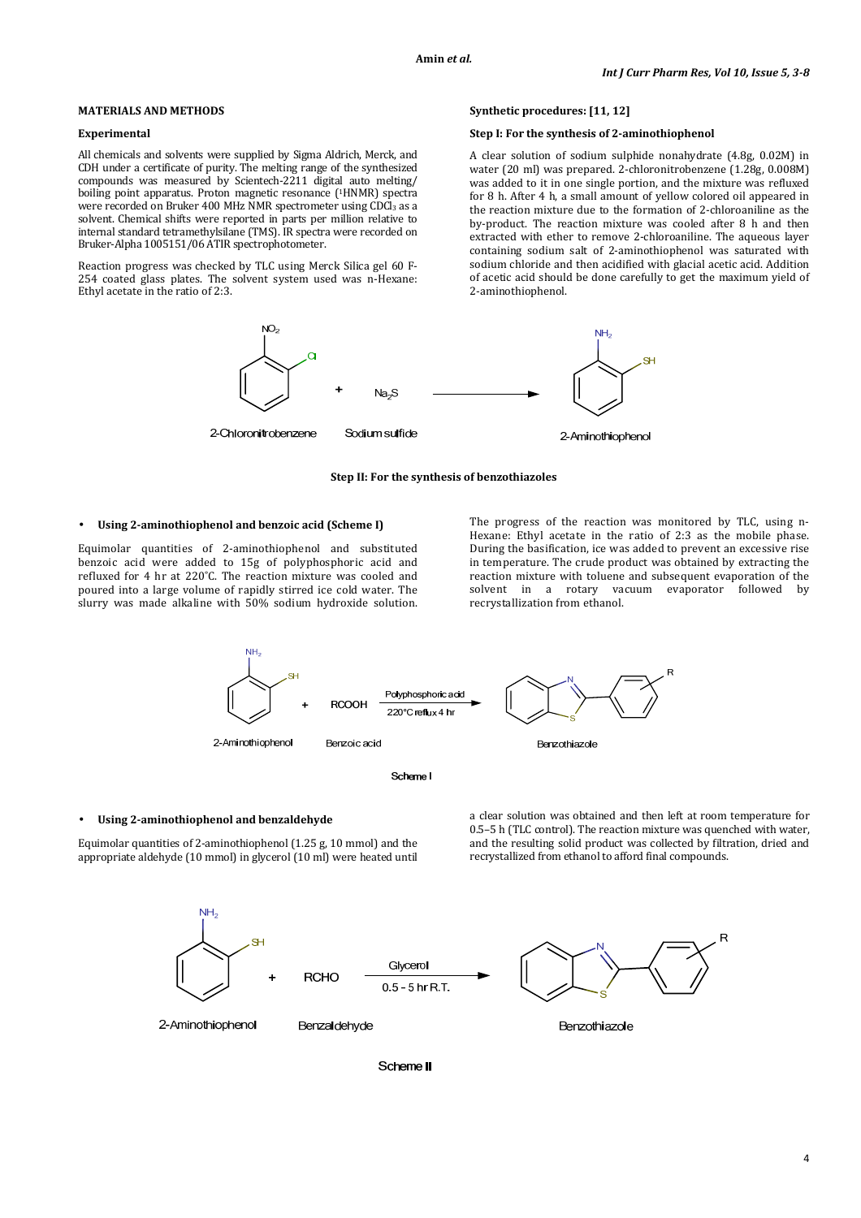## MATERIALS AND METHODS

### Experimental

All chemicals and solvents were supplied by Sigma Aldrich, Merck, and CDH under a certificate of purity. The melting range of the synthesized compounds was measured by Scientech-2211 digital auto melting/boiling point apparatus. Proton magnetic resonance ($^1$HNMR) spectra were recorded on Bruker 400 MHz NMR spectrometer using $CDCl_3$ as a solvent. Chemical shifts were reported in parts per million relative to internal standard tetramethylsilane (TMS). IR spectra were recorded on Bruker-Alpha 1005151/06 ATIR spectrophotometer.

Reaction progress was checked by TLC using Merck Silica gel 60 F-254 coated glass plates. The solvent system used was n-Hexane: Ethyl acetate in the ratio of 2:3.

### Synthetic procedures: [11, 12]

### Step I: For the synthesis of 2-aminothiophenol

A clear solution of sodium sulphide nonahydrate (4.8g, 0.02M) in water (20 ml) was prepared. 2-chloronitrobenzene (1.28g, 0.008M) was added to it in one single portion, and the mixture was refluxed for 8 h. After 4 h, a small amount of yellow colored oil appeared in the reaction mixture due to the formation of 2-chloroaniline as the by-product. The reaction mixture was cooled after 8 h and then extracted with ether to remove 2-chloroaniline. The aqueous layer containing sodium salt of 2-aminothiophenol was saturated with sodium chloride and then acidified with glacial acetic acid. Addition of acetic acid should be done carefully to get the maximum yield of 2-aminothiophenol.

2-Chloronitrobenzene + $Na_2S$ → 2-Aminothiophenol

2-Chloronitrobenzene    Sodium sulfide    2-Aminothiophenol

### Step II: For the synthesis of benzothiazoles

- **Using 2-aminothiophenol and benzoic acid (Scheme I)**

Equimolar quantities of 2-aminothiophenol and substituted benzoic acid were added to 15g of polyphosphoric acid and refluxed for 4 hr at 220˚C. The reaction mixture was cooled and poured into a large volume of rapidly stirred ice cold water. The slurry was made alkaline with 50% sodium hydroxide solution. The progress of the reaction was monitored by TLC, using n-Hexane: Ethyl acetate in the ratio of 2:3 as the mobile phase. During the basification, ice was added to prevent an excessive rise in temperature. The crude product was obtained by extracting the reaction mixture with toluene and subsequent evaporation of the solvent in a rotary vacuum evaporator followed by recrystallization from ethanol.

2-Aminothiophenol + RCOOH → (Polyphosphoric acid, 220°C reflux 4 hr) Benzothiazole

2-Aminothiophenol    Benzoic acid    Benzothiazole

Scheme I

- **Using 2-aminothiophenol and benzaldehyde**

Equimolar quantities of 2-aminothiophenol (1.25 g, 10 mmol) and the appropriate aldehyde (10 mmol) in glycerol (10 ml) were heated until a clear solution was obtained and then left at room temperature for 0.5–5 h (TLC control). The reaction mixture was quenched with water, and the resulting solid product was collected by filtration, dried and recrystallized from ethanol to afford final compounds.

2-Aminothiophenol + RCHO → (Glycerol, 0.5 - 5 hr R.T.) Benzothiazole

2-Aminothiophenol    Benzaldehyde    Benzothiazole

Scheme II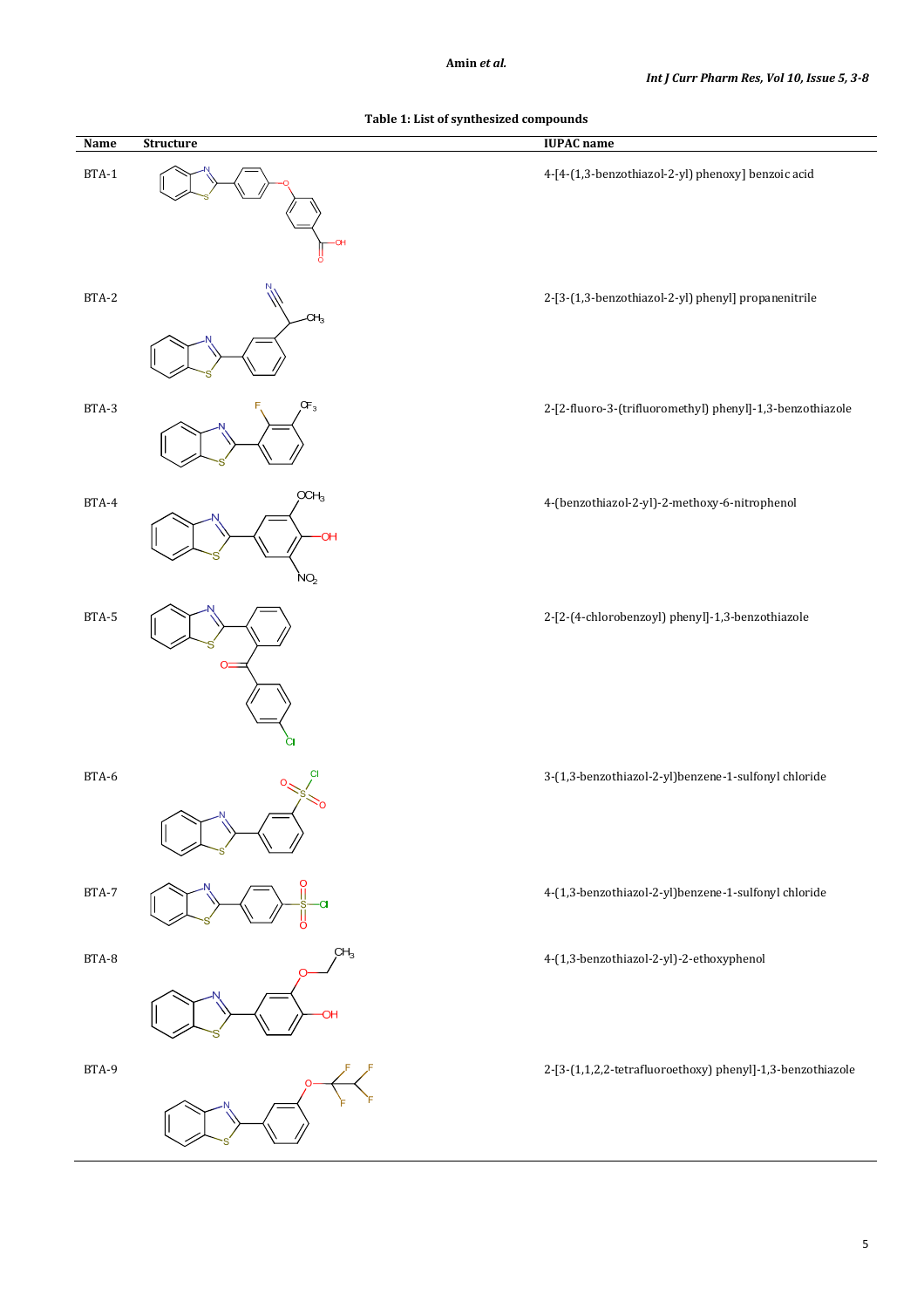**Table 1: List of synthesized compounds**

| Name | Structure | IUPAC name |
|---|---|---|
| BTA-1 | | 4-[4-(1,3-benzothiazol-2-yl) phenoxy] benzoic acid |
| BTA-2 | | 2-[3-(1,3-benzothiazol-2-yl) phenyl] propanenitrile |
| BTA-3 | | 2-[2-fluoro-3-(trifluoromethyl) phenyl]-1,3-benzothiazole |
| BTA-4 | | 4-(benzothiazol-2-yl)-2-methoxy-6-nitrophenol |
| BTA-5 | | 2-[2-(4-chlorobenzoyl) phenyl]-1,3-benzothiazole |
| BTA-6 | | 3-(1,3-benzothiazol-2-yl)benzene-1-sulfonyl chloride |
| BTA-7 | | 4-(1,3-benzothiazol-2-yl)benzene-1-sulfonyl chloride |
| BTA-8 | | 4-(1,3-benzothiazol-2-yl)-2-ethoxyphenol |
| BTA-9 | | 2-[3-(1,1,2,2-tetrafluoroethoxy) phenyl]-1,3-benzothiazole |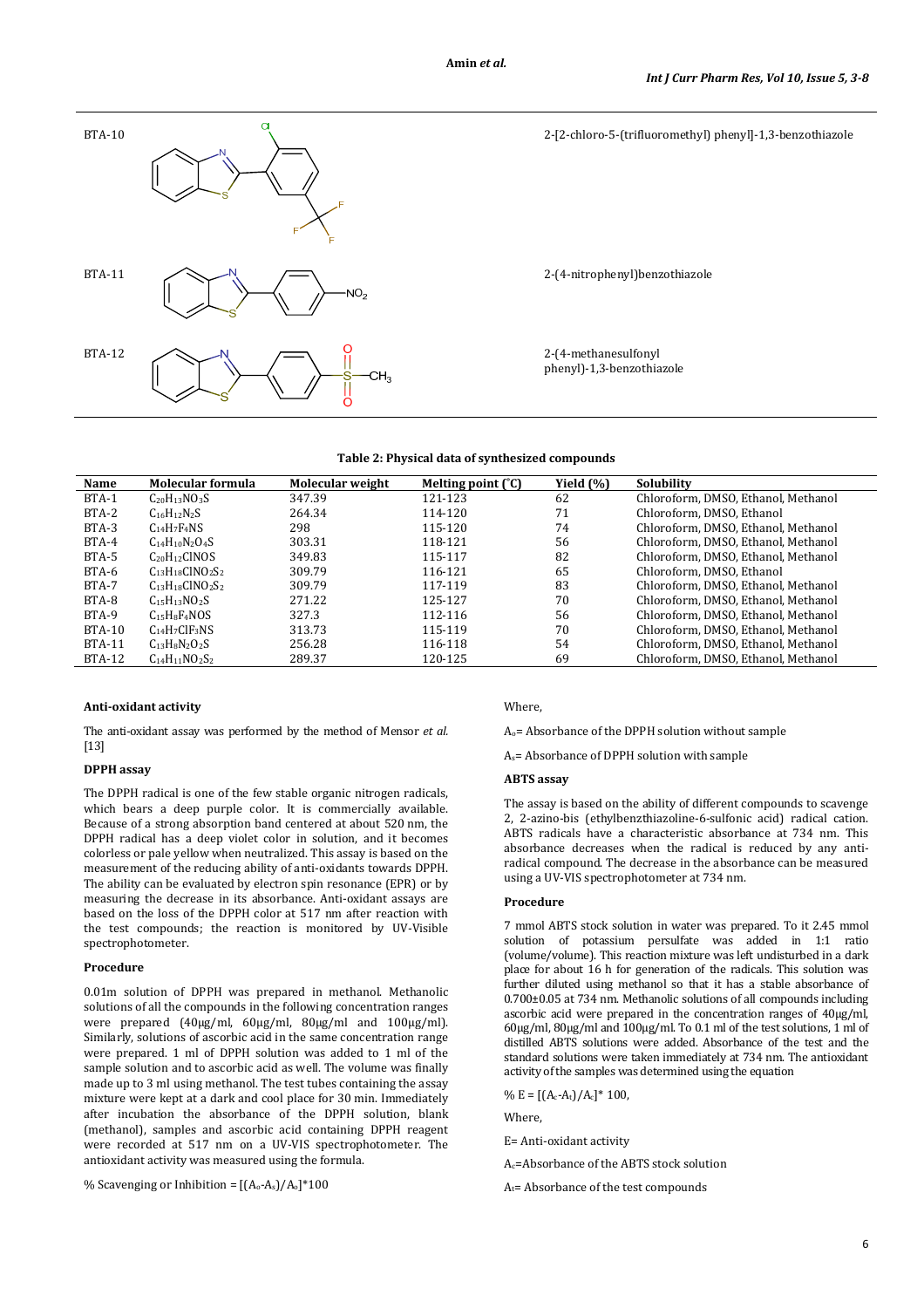| | | |
|---|---|---|
| BTA-10 | | 2-[2-chloro-5-(trifluoromethyl) phenyl]-1,3-benzothiazole |
| BTA-11 | | 2-(4-nitrophenyl)benzothiazole |
| BTA-12 | | 2-(4-methanesulfonyl phenyl)-1,3-benzothiazole |

**Table 2: Physical data of synthesized compounds**

| Name | Molecular formula | Molecular weight | Melting point (°C) | Yield (%) | Solubility |
|---|---|---|---|---|---|
| BTA-1 | $C_{20}H_{13}NO_3S$ | 347.39 | 121-123 | 62 | Chloroform, DMSO, Ethanol, Methanol |
| BTA-2 | $C_{16}H_{12}N_2S$ | 264.34 | 114-120 | 71 | Chloroform, DMSO, Ethanol |
| BTA-3 | $C_{14}H_7F_4NS$ | 298 | 115-120 | 74 | Chloroform, DMSO, Ethanol, Methanol |
| BTA-4 | $C_{14}H_{10}N_2O_4S$ | 303.31 | 118-121 | 56 | Chloroform, DMSO, Ethanol, Methanol |
| BTA-5 | $C_{20}H_{12}ClNOS$ | 349.83 | 115-117 | 82 | Chloroform, DMSO, Ethanol, Methanol |
| BTA-6 | $C_{13}H_{18}ClNO_2S_2$ | 309.79 | 118-121 | 65 | Chloroform, DMSO, Ethanol |
| BTA-7 | $C_{13}H_{18}ClNO_2S_2$ | 309.79 | 117-119 | 83 | Chloroform, DMSO, Ethanol, Methanol |
| BTA-8 | $C_{15}H_{13}NO_2S$ | 271.22 | 125-127 | 70 | Chloroform, DMSO, Ethanol, Methanol |
| BTA-9 | $C_{15}H_8F_4NOS$ | 327.3 | 112-116 | 56 | Chloroform, DMSO, Ethanol, Methanol |
| BTA-10 | $C_{14}H_7ClF_3NS$ | 313.73 | 115-119 | 70 | Chloroform, DMSO, Ethanol, Methanol |
| BTA-11 | $C_{13}H_8N_2O_2S$ | 256.28 | 116-118 | 54 | Chloroform, DMSO, Ethanol, Methanol |
| BTA-12 | $C_{14}H_{11}NO_2S_2$ | 289.37 | 120-125 | 69 | Chloroform, DMSO, Ethanol, Methanol |

### Anti-oxidant activity

The anti-oxidant assay was performed by the method of Mensor *et al.* [13]

#### DPPH assay

The DPPH radical is one of the few stable organic nitrogen radicals, which bears a deep purple color. It is commercially available. Because of a strong absorption band centered at about 520 nm, the DPPH radical has a deep violet color in solution, and it becomes colorless or pale yellow when neutralized. This assay is based on the measurement of the reducing ability of anti-oxidants towards DPPH. The ability can be evaluated by electron spin resonance (EPR) or by measuring the decrease in its absorbance. Anti-oxidant assays are based on the loss of the DPPH color at 517 nm after reaction with the test compounds; the reaction is monitored by UV-Visible spectrophotometer.

#### Procedure

0.01m solution of DPPH was prepared in methanol. Methanolic solutions of all the compounds in the following concentration ranges were prepared (40μg/ml, 60μg/ml, 80μg/ml and 100μg/ml). Similarly, solutions of ascorbic acid in the same concentration range were prepared. 1 ml of DPPH solution was added to 1 ml of the sample solution and to ascorbic acid as well. The volume was finally made up to 3 ml using methanol. The test tubes containing the assay mixture were kept at a dark and cool place for 30 min. Immediately after incubation the absorbance of the DPPH solution, blank (methanol), samples and ascorbic acid containing DPPH reagent were recorded at 517 nm on a UV-VIS spectrophotometer. The antioxidant activity was measured using the formula.

% Scavenging or Inhibition = $[(A_o\text{-}A_s)/A_o]*100$

Where,

$A_o$= Absorbance of the DPPH solution without sample

$A_s$= Absorbance of DPPH solution with sample

#### ABTS assay

The assay is based on the ability of different compounds to scavenge 2, 2-azino-bis (ethylbenzthiazoline-6-sulfonic acid) radical cation. ABTS radicals have a characteristic absorbance at 734 nm. This absorbance decreases when the radical is reduced by any anti-radical compound. The decrease in the absorbance can be measured using a UV-VIS spectrophotometer at 734 nm.

#### Procedure

7 mmol ABTS stock solution in water was prepared. To it 2.45 mmol solution of potassium persulfate was added in 1:1 ratio (volume/volume). This reaction mixture was left undisturbed in a dark place for about 16 h for generation of the radicals. This solution was further diluted using methanol so that it has a stable absorbance of 0.700±0.05 at 734 nm. Methanolic solutions of all compounds including ascorbic acid were prepared in the concentration ranges of 40μg/ml, 60μg/ml, 80μg/ml and 100μg/ml. To 0.1 ml of the test solutions, 1 ml of distilled ABTS solutions were added. Absorbance of the test and the standard solutions were taken immediately at 734 nm. The antioxidant activity of the samples was determined using the equation

% E = $[(A_c\text{-}A_t)/A_c]*100$,

Where,

E= Anti-oxidant activity

$A_c$=Absorbance of the ABTS stock solution

$A_t$= Absorbance of the test compounds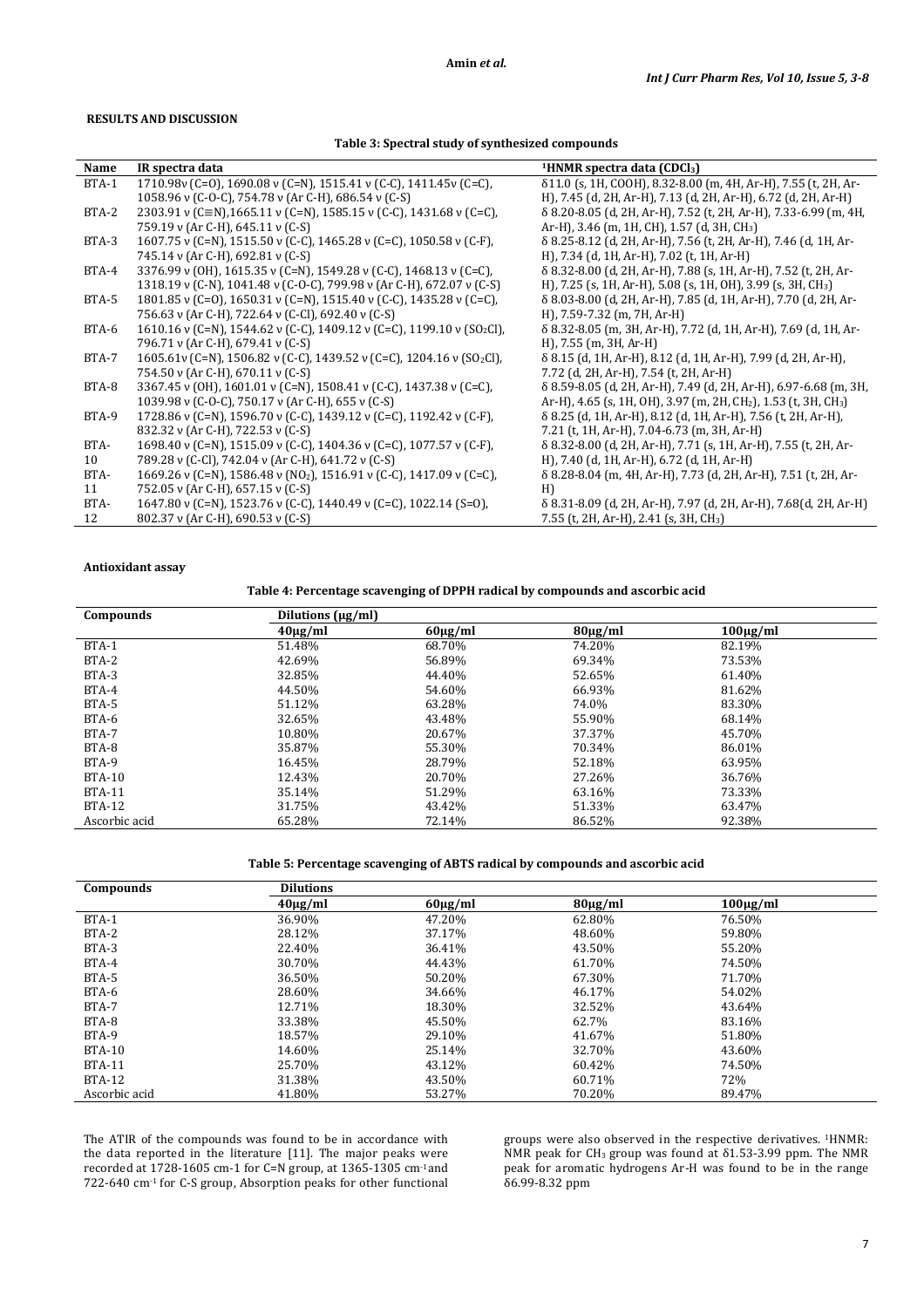## RESULTS AND DISCUSSION

**Table 3: Spectral study of synthesized compounds**

| Name | IR spectra data | $^1$HNMR spectra data ($CDCl_3$) |
|---|---|---|
| BTA-1 | 1710.98ν (C=O), 1690.08 ν (C=N), 1515.41 ν (C-C), 1411.45ν (C=C), 1058.96 ν (C-O-C), 754.78 ν (Ar C-H), 686.54 ν (C-S) | δ11.0 (s, 1H, COOH), 8.32-8.00 (m, 4H, Ar-H), 7.55 (t, 2H, Ar-H), 7.45 (d, 2H, Ar-H), 7.13 (d, 2H, Ar-H), 6.72 (d, 2H, Ar-H) |
| BTA-2 | 2303.91 ν (C≡N),1665.11 ν (C=N), 1585.15 ν (C-C), 1431.68 ν (C=C), 759.19 ν (Ar C-H), 645.11 ν (C-S) | δ 8.20-8.05 (d, 2H, Ar-H), 7.52 (t, 2H, Ar-H), 7.33-6.99 (m, 4H, Ar-H), 3.46 (m, 1H, CH), 1.57 (d, 3H, $CH_3$) |
| BTA-3 | 1607.75 ν (C=N), 1515.50 ν (C-C), 1465.28 ν (C=C), 1050.58 ν (C-F), 745.14 ν (Ar C-H), 692.81 ν (C-S) | δ 8.25-8.12 (d, 2H, Ar-H), 7.56 (t, 2H, Ar-H), 7.46 (d, 1H, Ar-H), 7.34 (d, 1H, Ar-H), 7.02 (t, 1H, Ar-H) |
| BTA-4 | 3376.99 ν (OH), 1615.35 ν (C=N), 1549.28 ν (C-C), 1468.13 ν (C=C), 1318.19 ν (C-N), 1041.48 ν (C-O-C), 799.98 ν (Ar C-H), 672.07 ν (C-S) | δ 8.32-8.00 (d, 2H, Ar-H), 7.88 (s, 1H, Ar-H), 7.52 (t, 2H, Ar-H), 7.25 (s, 1H, Ar-H), 5.08 (s, 1H, OH), 3.99 (s, 3H, $CH_3$) |
| BTA-5 | 1801.85 ν (C=O), 1650.31 ν (C=N), 1515.40 ν (C-C), 1435.28 ν (C=C), 756.63 ν (Ar C-H), 722.64 ν (C-Cl), 692.40 ν (C-S) | δ 8.03-8.00 (d, 2H, Ar-H), 7.85 (d, 1H, Ar-H), 7.70 (d, 2H, Ar-H), 7.59-7.32 (m, 7H, Ar-H) |
| BTA-6 | 1610.16 ν (C=N), 1544.62 ν (C-C), 1409.12 ν (C=C), 1199.10 ν ($SO_2Cl$), 796.71 ν (Ar C-H), 679.41 ν (C-S) | δ 8.32-8.05 (m, 3H, Ar-H), 7.72 (d, 1H, Ar-H), 7.69 (d, 1H, Ar-H), 7.55 (m, 3H, Ar-H) |
| BTA-7 | 1605.61ν (C=N), 1506.82 ν (C-C), 1439.52 ν (C=C), 1204.16 ν ($SO_2Cl$), 754.50 ν (Ar C-H), 670.11 ν (C-S) | δ 8.15 (d, 1H, Ar-H), 8.12 (d, 1H, Ar-H), 7.99 (d, 2H, Ar-H), 7.72 (d, 2H, Ar-H), 7.54 (t, 2H, Ar-H) |
| BTA-8 | 3367.45 ν (OH), 1601.01 ν (C=N), 1508.41 ν (C-C), 1437.38 ν (C=C), 1039.98 ν (C-O-C), 750.17 ν (Ar C-H), 655 ν (C-S) | δ 8.59-8.05 (d, 2H, Ar-H), 7.49 (d, 2H, Ar-H), 6.97-6.68 (m, 3H, Ar-H), 4.65 (s, 1H, OH), 3.97 (m, 2H, $CH_2$), 1.53 (t, 3H, $CH_3$) |
| BTA-9 | 1728.86 ν (C=N), 1596.70 ν (C-C), 1439.12 ν (C=C), 1192.42 ν (C-F), 832.32 ν (Ar C-H), 722.53 ν (C-S) | δ 8.25 (d, 1H, Ar-H), 8.12 (d, 1H, Ar-H), 7.56 (t, 2H, Ar-H), 7.21 (t, 1H, Ar-H), 7.04-6.73 (m, 3H, Ar-H) |
| BTA-10 | 1698.40 ν (C=N), 1515.09 ν (C-C), 1404.36 ν (C=C), 1077.57 ν (C-F), 789.28 ν (C-Cl), 742.04 ν (Ar C-H), 641.72 ν (C-S) | δ 8.32-8.00 (d, 2H, Ar-H), 7.71 (s, 1H, Ar-H), 7.55 (t, 2H, Ar-H), 7.40 (d, 1H, Ar-H), 6.72 (d, 1H, Ar-H) |
| BTA-11 | 1669.26 ν (C=N), 1586.48 ν ($NO_2$), 1516.91 ν (C-C), 1417.09 ν (C=C), 752.05 ν (Ar C-H), 657.15 ν (C-S) | δ 8.28-8.04 (m, 4H, Ar-H), 7.73 (d, 2H, Ar-H), 7.51 (t, 2H, Ar-H) |
| BTA-12 | 1647.80 ν (C=N), 1523.76 ν (C-C), 1440.49 ν (C=C), 1022.14 (S=O), 802.37 ν (Ar C-H), 690.53 ν (C-S) | δ 8.31-8.09 (d, 2H, Ar-H), 7.97 (d, 2H, Ar-H), 7.68(d, 2H, Ar-H) 7.55 (t, 2H, Ar-H), 2.41 (s, 3H, $CH_3$) |

### Antioxidant assay

**Table 4: Percentage scavenging of DPPH radical by compounds and ascorbic acid**

| Compounds | Dilutions (µg/ml) | | | |
|---|---|---|---|---|
| | 40µg/ml | 60µg/ml | 80µg/ml | 100µg/ml |
| BTA-1 | 51.48% | 68.70% | 74.20% | 82.19% |
| BTA-2 | 42.69% | 56.89% | 69.34% | 73.53% |
| BTA-3 | 32.85% | 44.40% | 52.65% | 61.40% |
| BTA-4 | 44.50% | 54.60% | 66.93% | 81.62% |
| BTA-5 | 51.12% | 63.28% | 74.0% | 83.30% |
| BTA-6 | 32.65% | 43.48% | 55.90% | 68.14% |
| BTA-7 | 10.80% | 20.67% | 37.37% | 45.70% |
| BTA-8 | 35.87% | 55.30% | 70.34% | 86.01% |
| BTA-9 | 16.45% | 28.79% | 52.18% | 63.95% |
| BTA-10 | 12.43% | 20.70% | 27.26% | 36.76% |
| BTA-11 | 35.14% | 51.29% | 63.16% | 73.33% |
| BTA-12 | 31.75% | 43.42% | 51.33% | 63.47% |
| Ascorbic acid | 65.28% | 72.14% | 86.52% | 92.38% |

**Table 5: Percentage scavenging of ABTS radical by compounds and ascorbic acid**

| Compounds | Dilutions | | | |
|---|---|---|---|---|
| | 40µg/ml | 60µg/ml | 80µg/ml | 100µg/ml |
| BTA-1 | 36.90% | 47.20% | 62.80% | 76.50% |
| BTA-2 | 28.12% | 37.17% | 48.60% | 59.80% |
| BTA-3 | 22.40% | 36.41% | 43.50% | 55.20% |
| BTA-4 | 30.70% | 44.43% | 61.70% | 74.50% |
| BTA-5 | 36.50% | 50.20% | 67.30% | 71.70% |
| BTA-6 | 28.60% | 34.66% | 46.17% | 54.02% |
| BTA-7 | 12.71% | 18.30% | 32.52% | 43.64% |
| BTA-8 | 33.38% | 45.50% | 62.7% | 83.16% |
| BTA-9 | 18.57% | 29.10% | 41.67% | 51.80% |
| BTA-10 | 14.60% | 25.14% | 32.70% | 43.60% |
| BTA-11 | 25.70% | 43.12% | 60.42% | 74.50% |
| BTA-12 | 31.38% | 43.50% | 60.71% | 72% |
| Ascorbic acid | 41.80% | 53.27% | 70.20% | 89.47% |

The ATIR of the compounds was found to be in accordance with the data reported in the literature [11]. The major peaks were recorded at 1728-1605 cm-1 for C=N group, at 1365-1305 $cm^{-1}$ and 722-640 $cm^{-1}$ for C-S group, Absorption peaks for other functional groups were also observed in the respective derivatives. $^1$HNMR: NMR peak for $CH_3$ group was found at δ1.53-3.99 ppm. The NMR peak for aromatic hydrogens Ar-H was found to be in the range δ6.99-8.32 ppm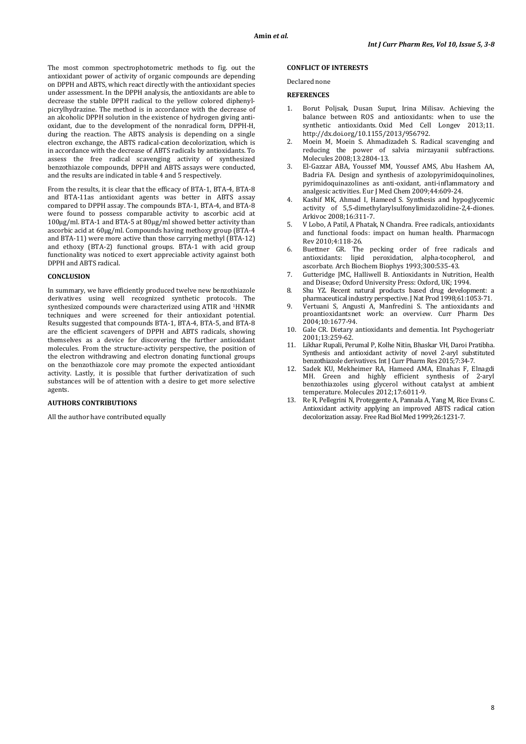The most common spectrophotometric methods to fig. out the antioxidant power of activity of organic compounds are depending on DPPH and ABTS, which react directly with the antioxidant species under assessment. In the DPPH analysis, the antioxidants are able to decrease the stable DPPH radical to the yellow colored diphenyl-picrylhydrazine. The method is in accordance with the decrease of an alcoholic DPPH solution in the existence of hydrogen giving anti-oxidant, due to the development of the nonradical form, DPPH-H, during the reaction. The ABTS analysis is depending on a single electron exchange, the ABTS radical-cation decolorization, which is in accordance with the decrease of ABTS radicals by antioxidants. To assess the free radical scavenging activity of synthesized benzothiazole compounds, DPPH and ABTS assays were conducted, and the results are indicated in table 4 and 5 respectively.

From the results, it is clear that the efficacy of BTA-1, BTA-4, BTA-8 and BTA-11as antioxidant agents was better in ABTS assay compared to DPPH assay. The compounds BTA-1, BTA-4, and BTA-8 were found to possess comparable activity to ascorbic acid at 100µg/ml. BTA-1 and BTA-5 at 80µg/ml showed better activity than ascorbic acid at 60µg/ml. Compounds having methoxy group (BTA-4 and BTA-11) were more active than those carrying methyl (BTA-12) and ethoxy (BTA-2) functional groups. BTA-1 with acid group functionality was noticed to exert appreciable activity against both DPPH and ABTS radical.

## CONCLUSION

In summary, we have efficiently produced twelve new benzothiazole derivatives using well recognized synthetic protocols. The synthesized compounds were characterized using ATIR and $^{1}$HNMR techniques and were screened for their antioxidant potential. Results suggested that compounds BTA-1, BTA-4, BTA-5, and BTA-8 are the efficient scavengers of DPPH and ABTS radicals, showing themselves as a device for discovering the further antioxidant molecules. From the structure-activity perspective, the position of the electron withdrawing and electron donating functional groups on the benzothiazole core may promote the expected antioxidant activity. Lastly, it is possible that further derivatization of such substances will be of attention with a desire to get more selective agents.

## AUTHORS CONTRIBUTIONS

All the author have contributed equally

## CONFLICT OF INTERESTS

Declared none

## REFERENCES

1. Borut Poljsak, Dusan Suput, Irina Milisav. Achieving the balance between ROS and antioxidants: when to use the synthetic antioxidants. Oxid Med Cell Longev 2013;11. http://dx.doi.org/10.1155/2013/956792.
2. Moein M, Moein S. Ahmadizadeh S. Radical scavenging and reducing the power of salvia mirzayanii subfractions. Molecules 2008;13:2804-13.
3. El-Gazzar ABA, Youssef MM, Youssef AMS, Abu Hashem AA, Badria FA. Design and synthesis of azolopyrimidoquinolines, pyrimidoquinazolines as anti-oxidant, anti-inflammatory and analgesic activities. Eur J Med Chem 2009;44:609-24.
4. Kashif MK, Ahmad I, Hameed S. Synthesis and hypoglycemic activity of 5,5-dimethylarylsulfonylimidazolidine-2,4-diones. Arkivoc 2008;16:311-7.
5. V Lobo, A Patil, A Phatak, N Chandra. Free radicals, antioxidants and functional foods: impact on human health. Pharmacogn Rev 2010;4:118-26.
6. Buettner GR. The pecking order of free radicals and antioxidants: lipid peroxidation, alpha-tocopherol, and ascorbate. Arch Biochem Biophys 1993;300:535-43.
7. Gutteridge JMC, Halliwell B. Antioxidants in Nutrition, Health and Disease; Oxford University Press: Oxford, UK; 1994.
8. Shu YZ. Recent natural products based drug development: a pharmaceutical industry perspective. J Nat Prod 1998;61:1053-71.
9. Vertuani S, Angusti A, Manfredini S. The antioxidants and proantioxidantsnet work: an overview. Curr Pharm Des 2004;10:1677-94.
10. Gale CR. Dietary antioxidants and dementia. Int Psychogeriatr 2001;13:259-62.
11. Likhar Rupali, Perumal P, Kolhe Nitin, Bhaskar VH, Daroi Pratibha. Synthesis and antioxidant activity of novel 2-aryl substituted benzothiazole derivatives. Int J Curr Pharm Res 2015;7:34-7.
12. Sadek KU, Mekheimer RA, Hameed AMA, Elnahas F, Elnagdi MH. Green and highly efficient synthesis of 2-aryl benzothiazoles using glycerol without catalyst at ambient temperature. Molecules 2012;17:6011-9.
13. Re R, Pellegrini N, Proteggente A, Pannala A, Yang M, Rice Evans C. Antioxidant activity applying an improved ABTS radical cation decolorization assay. Free Rad Biol Med 1999;26:1231-7.